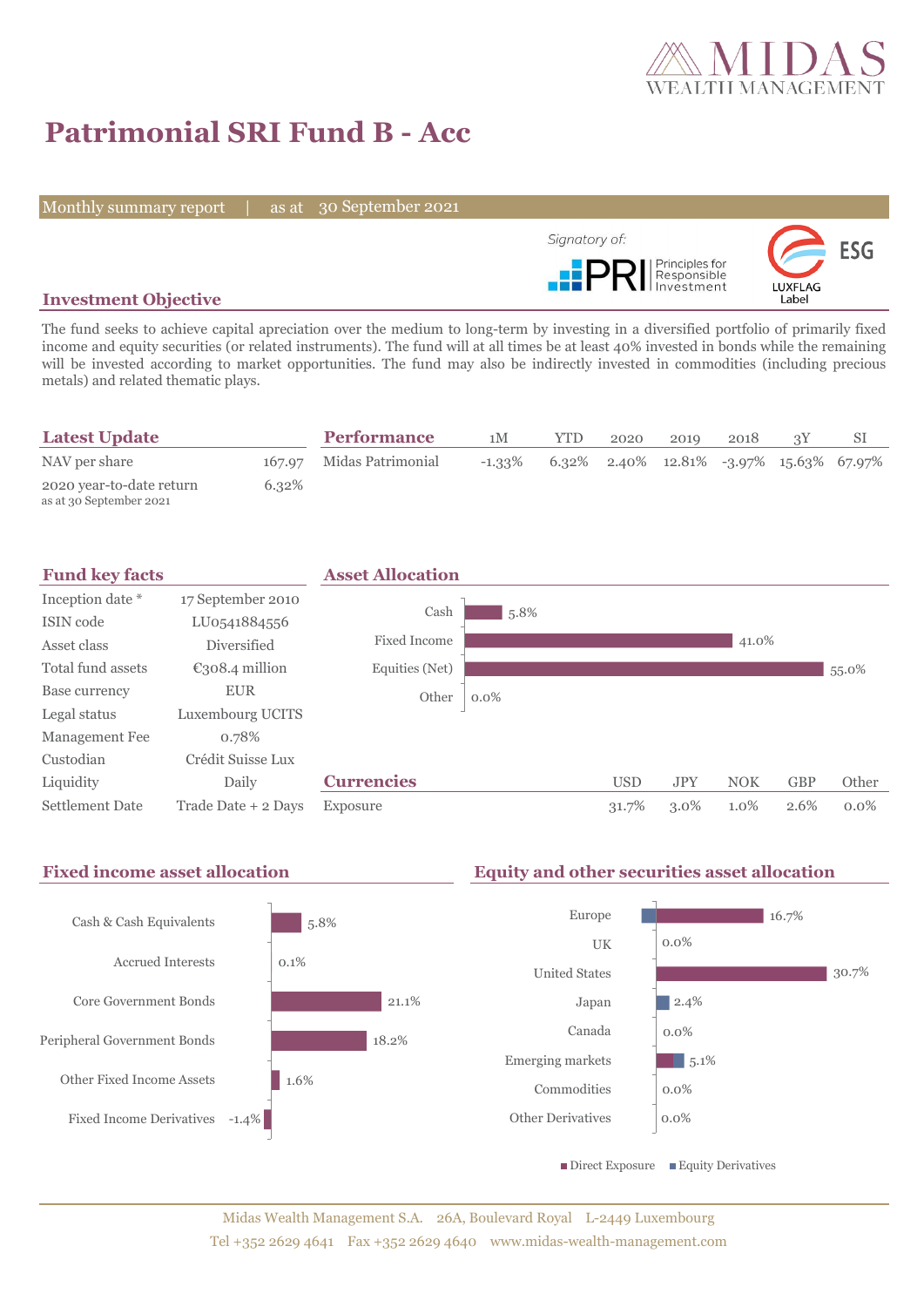# Patrimonial SRI Fund B - Acc

Monthly summary report | as at 30 September 2021

Signatory of: PRI Principles for Responsible Investment — ESG LUXFLAG Label

## Investment Objective

The fund seeks to achieve capital apreciation over the medium to long-term by investing in a diversified portfolio of primarily fixed income and equity securities (or related instruments). The fund will at all times be at least 40% invested in bonds while the remaining will be invested according to market opportunities. The fund may also be indirectly invested in commodities (including precious metals) and related thematic plays.

## Latest Update

| | |
|---|---|
| NAV per share | 167.97 |
| 2020 year-to-date return<br>as at 30 September 2021 | 6.32% |

## Performance

| | 1M | YTD | 2020 | 2019 | 2018 | 3Y | SI |
|---|---|---|---|---|---|---|---|
| Midas Patrimonial | -1.33% | 6.32% | 2.40% | 12.81% | -3.97% | 15.63% | 67.97% |

## Fund key facts

| | |
|---|---|
| Inception date * | 17 September 2010 |
| ISIN code | LU0541884556 |
| Asset class | Diversified |
| Total fund assets | €308.4 million |
| Base currency | EUR |
| Legal status | Luxembourg UCITS |
| Management Fee | 0.78% |
| Custodian | Crédit Suisse Lux |
| Liquidity | Daily |
| Settlement Date | Trade Date + 2 Days |

## Asset Allocation

| | |
|---|---|
| Cash | 5.8% |
| Fixed Income | 41.0% |
| Equities (Net) | 55.0% |
| Other | 0.0% |

## Currencies

| | USD | JPY | NOK | GBP | Other |
|---|---|---|---|---|---|
| Exposure | 31.7% | 3.0% | 1.0% | 2.6% | 0.0% |

## Fixed income asset allocation

| | |
|---|---|
| Cash & Cash Equivalents | 5.8% |
| Accrued Interests | 0.1% |
| Core Government Bonds | 21.1% |
| Peripheral Government Bonds | 18.2% |
| Other Fixed Income Assets | 1.6% |
| Fixed Income Derivatives | -1.4% |

## Equity and other securities asset allocation

| | |
|---|---|
| Europe | 16.7% |
| UK | 0.0% |
| United States | 30.7% |
| Japan | 2.4% |
| Canada | 0.0% |
| Emerging markets | 5.1% |
| Commodities | 0.0% |
| Other Derivatives | 0.0% |

■ Direct Exposure ■ Equity Derivatives

Midas Wealth Management S.A. 26A, Boulevard Royal L-2449 Luxembourg
Tel +352 2629 4641 Fax +352 2629 4640 www.midas-wealth-management.com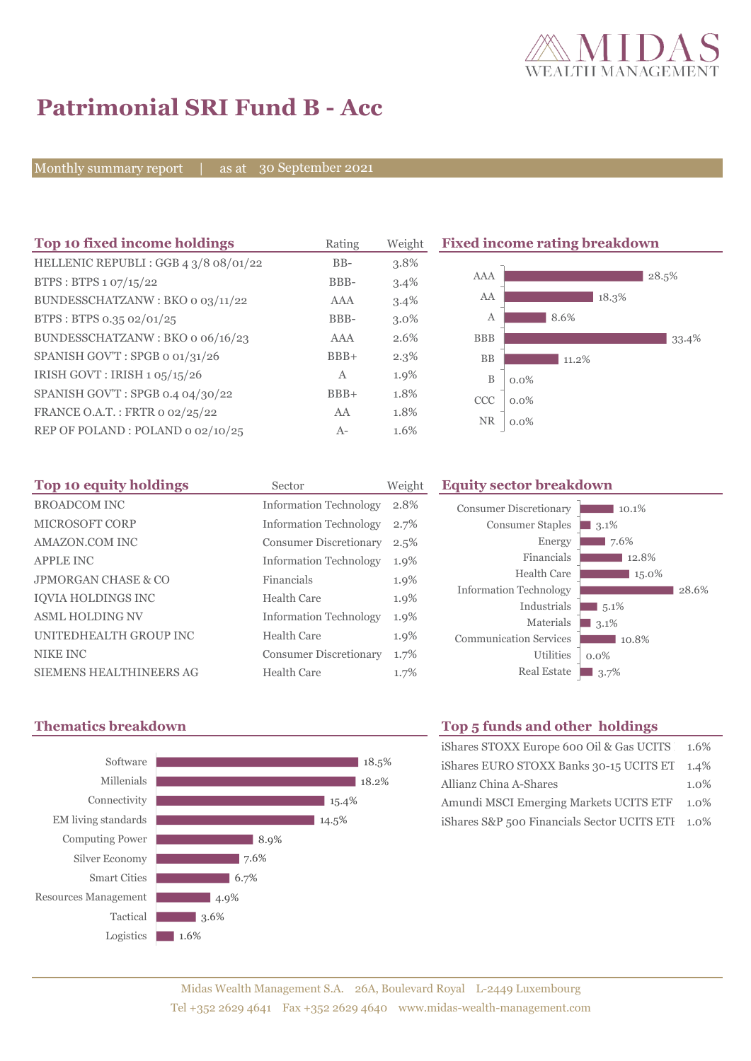# Patrimonial SRI Fund B - Acc

Monthly summary report | as at 30 September 2021

## Top 10 fixed income holdings

| Top 10 fixed income holdings | Rating | Weight |
|---|---|---|
| HELLENIC REPUBLI : GGB 4 3/8 08/01/22 | BB- | 3.8% |
| BTPS : BTPS 1 07/15/22 | BBB- | 3.4% |
| BUNDESSCHATZANW : BKO 0 03/11/22 | AAA | 3.4% |
| BTPS : BTPS 0.35 02/01/25 | BBB- | 3.0% |
| BUNDESSCHATZANW : BKO 0 06/16/23 | AAA | 2.6% |
| SPANISH GOV'T : SPGB 0 01/31/26 | BBB+ | 2.3% |
| IRISH GOVT : IRISH 1 05/15/26 | A | 1.9% |
| SPANISH GOV'T : SPGB 0.4 04/30/22 | BBB+ | 1.8% |
| FRANCE O.A.T. : FRTR 0 02/25/22 | AA | 1.8% |
| REP OF POLAND : POLAND 0 02/10/25 | A- | 1.6% |

## Fixed income rating breakdown

| Rating | Weight |
|---|---|
| AAA | 28.5% |
| AA | 18.3% |
| A | 8.6% |
| BBB | 33.4% |
| BB | 11.2% |
| B | 0.0% |
| CCC | 0.0% |
| NR | 0.0% |

## Top 10 equity holdings

| Top 10 equity holdings | Sector | Weight |
|---|---|---|
| BROADCOM INC | Information Technology | 2.8% |
| MICROSOFT CORP | Information Technology | 2.7% |
| AMAZON.COM INC | Consumer Discretionary | 2.5% |
| APPLE INC | Information Technology | 1.9% |
| JPMORGAN CHASE & CO | Financials | 1.9% |
| IQVIA HOLDINGS INC | Health Care | 1.9% |
| ASML HOLDING NV | Information Technology | 1.9% |
| UNITEDHEALTH GROUP INC | Health Care | 1.9% |
| NIKE INC | Consumer Discretionary | 1.7% |
| SIEMENS HEALTHINEERS AG | Health Care | 1.7% |

## Equity sector breakdown

| Sector | Weight |
|---|---|
| Consumer Discretionary | 10.1% |
| Consumer Staples | 3.1% |
| Energy | 7.6% |
| Financials | 12.8% |
| Health Care | 15.0% |
| Information Technology | 28.6% |
| Industrials | 5.1% |
| Materials | 3.1% |
| Communication Services | 10.8% |
| Utilities | 0.0% |
| Real Estate | 3.7% |

## Thematics breakdown

| Theme | Weight |
|---|---|
| Software | 18.5% |
| Millenials | 18.2% |
| Connectivity | 15.4% |
| EM living standards | 14.5% |
| Computing Power | 8.9% |
| Silver Economy | 7.6% |
| Smart Cities | 6.7% |
| Resources Management | 4.9% |
| Tactical | 3.6% |
| Logistics | 1.6% |

## Top 5 funds and other holdings

| Fund | Weight |
|---|---|
| iShares STOXX Europe 600 Oil & Gas UCITS | 1.6% |
| iShares EURO STOXX Banks 30-15 UCITS ET | 1.4% |
| Allianz China A-Shares | 1.0% |
| Amundi MSCI Emerging Markets UCITS ETF | 1.0% |
| iShares S&P 500 Financials Sector UCITS ETF | 1.0% |

Midas Wealth Management S.A. 26A, Boulevard Royal L-2449 Luxembourg
Tel +352 2629 4641 Fax +352 2629 4640 www.midas-wealth-management.com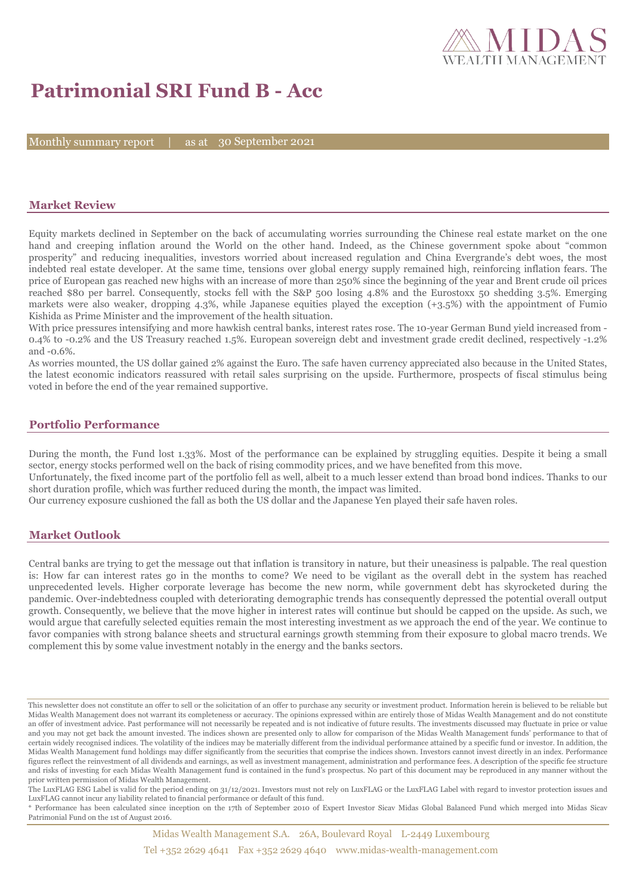# Patrimonial SRI Fund B - Acc

Monthly summary report | as at 30 September 2021

## Market Review

Equity markets declined in September on the back of accumulating worries surrounding the Chinese real estate market on the one hand and creeping inflation around the World on the other hand. Indeed, as the Chinese government spoke about "common prosperity" and reducing inequalities, investors worried about increased regulation and China Evergrande's debt woes, the most indebted real estate developer. At the same time, tensions over global energy supply remained high, reinforcing inflation fears. The price of European gas reached new highs with an increase of more than 250% since the beginning of the year and Brent crude oil prices reached $80 per barrel. Consequently, stocks fell with the S&P 500 losing 4.8% and the Eurostoxx 50 shedding 3.5%. Emerging markets were also weaker, dropping 4.3%, while Japanese equities played the exception (+3.5%) with the appointment of Fumio Kishida as Prime Minister and the improvement of the health situation.

With price pressures intensifying and more hawkish central banks, interest rates rose. The 10-year German Bund yield increased from -0.4% to -0.2% and the US Treasury reached 1.5%. European sovereign debt and investment grade credit declined, respectively -1.2% and -0.6%.

As worries mounted, the US dollar gained 2% against the Euro. The safe haven currency appreciated also because in the United States, the latest economic indicators reassured with retail sales surprising on the upside. Furthermore, prospects of fiscal stimulus being voted in before the end of the year remained supportive.

## Portfolio Performance

During the month, the Fund lost 1.33%. Most of the performance can be explained by struggling equities. Despite it being a small sector, energy stocks performed well on the back of rising commodity prices, and we have benefited from this move.

Unfortunately, the fixed income part of the portfolio fell as well, albeit to a much lesser extend than broad bond indices. Thanks to our short duration profile, which was further reduced during the month, the impact was limited.

Our currency exposure cushioned the fall as both the US dollar and the Japanese Yen played their safe haven roles.

## Market Outlook

Central banks are trying to get the message out that inflation is transitory in nature, but their uneasiness is palpable. The real question is: How far can interest rates go in the months to come? We need to be vigilant as the overall debt in the system has reached unprecedented levels. Higher corporate leverage has become the new norm, while government debt has skyrocketed during the pandemic. Over-indebtedness coupled with deteriorating demographic trends has consequently depressed the potential overall output growth. Consequently, we believe that the move higher in interest rates will continue but should be capped on the upside. As such, we would argue that carefully selected equities remain the most interesting investment as we approach the end of the year. We continue to favor companies with strong balance sheets and structural earnings growth stemming from their exposure to global macro trends. We complement this by some value investment notably in the energy and the banks sectors.

This newsletter does not constitute an offer to sell or the solicitation of an offer to purchase any security or investment product. Information herein is believed to be reliable but Midas Wealth Management does not warrant its completeness or accuracy. The opinions expressed within are entirely those of Midas Wealth Management and do not constitute an offer of investment advice. Past performance will not necessarily be repeated and is not indicative of future results. The investments discussed may fluctuate in price or value and you may not get back the amount invested. The indices shown are presented only to allow for comparison of the Midas Wealth Management funds' performance to that of certain widely recognised indices. The volatility of the indices may be materially different from the individual performance attained by a specific fund or investor. In addition, the Midas Wealth Management fund holdings may differ significantly from the securities that comprise the indices shown. Investors cannot invest directly in an index. Performance figures reflect the reinvestment of all dividends and earnings, as well as investment management, administration and performance fees. A description of the specific fee structure and risks of investing for each Midas Wealth Management fund is contained in the fund's prospectus. No part of this document may be reproduced in any manner without the prior written permission of Midas Wealth Management.

The LuxFLAG ESG Label is valid for the period ending on 31/12/2021. Investors must not rely on LuxFLAG or the LuxFLAG Label with regard to investor protection issues and LuxFLAG cannot incur any liability related to financial performance or default of this fund.

* Performance has been calculated since inception on the 17th of September 2010 of Expert Investor Sicav Midas Global Balanced Fund which merged into Midas Sicav Patrimonial Fund on the 1st of August 2016.

Midas Wealth Management S.A. 26A, Boulevard Royal L-2449 Luxembourg

Tel +352 2629 4641 Fax +352 2629 4640 www.midas-wealth-management.com